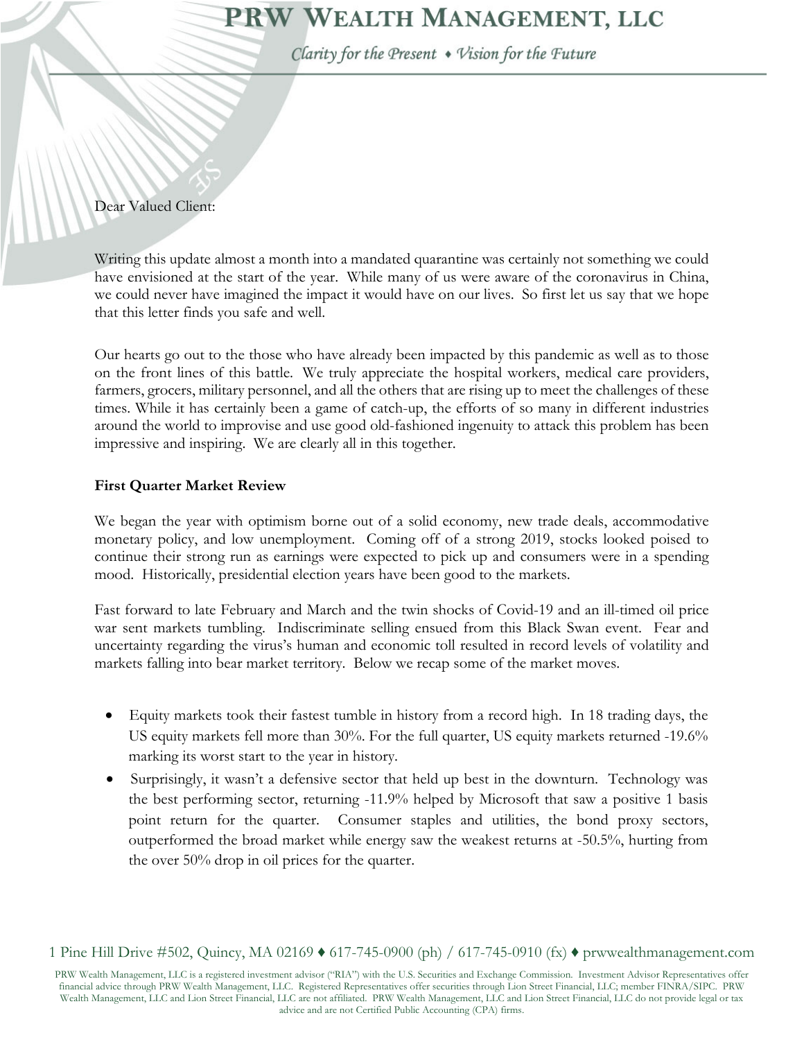# PRW Wealth Management, LLC

*Clarity for the Present ♦ Vision for the Future*

Dear Valued Client:

Writing this update almost a month into a mandated quarantine was certainly not something we could have envisioned at the start of the year. While many of us were aware of the coronavirus in China, we could never have imagined the impact it would have on our lives. So first let us say that we hope that this letter finds you safe and well.

Our hearts go out to the those who have already been impacted by this pandemic as well as to those on the front lines of this battle. We truly appreciate the hospital workers, medical care providers, farmers, grocers, military personnel, and all the others that are rising up to meet the challenges of these times. While it has certainly been a game of catch-up, the efforts of so many in different industries around the world to improvise and use good old-fashioned ingenuity to attack this problem has been impressive and inspiring. We are clearly all in this together.

**First Quarter Market Review**

We began the year with optimism borne out of a solid economy, new trade deals, accommodative monetary policy, and low unemployment. Coming off of a strong 2019, stocks looked poised to continue their strong run as earnings were expected to pick up and consumers were in a spending mood. Historically, presidential election years have been good to the markets.

Fast forward to late February and March and the twin shocks of Covid-19 and an ill-timed oil price war sent markets tumbling. Indiscriminate selling ensued from this Black Swan event. Fear and uncertainty regarding the virus's human and economic toll resulted in record levels of volatility and markets falling into bear market territory. Below we recap some of the market moves.

- Equity markets took their fastest tumble in history from a record high. In 18 trading days, the US equity markets fell more than 30%. For the full quarter, US equity markets returned -19.6% marking its worst start to the year in history.
- Surprisingly, it wasn't a defensive sector that held up best in the downturn. Technology was the best performing sector, returning -11.9% helped by Microsoft that saw a positive 1 basis point return for the quarter. Consumer staples and utilities, the bond proxy sectors, outperformed the broad market while energy saw the weakest returns at -50.5%, hurting from the over 50% drop in oil prices for the quarter.

1 Pine Hill Drive #502, Quincy, MA 02169 ♦ 617-745-0900 (ph) / 617-745-0910 (fx) ♦ prwwealthmanagement.com

PRW Wealth Management, LLC is a registered investment advisor ("RIA") with the U.S. Securities and Exchange Commission. Investment Advisor Representatives offer financial advice through PRW Wealth Management, LLC. Registered Representatives offer securities through Lion Street Financial, LLC; member FINRA/SIPC. PRW Wealth Management, LLC and Lion Street Financial, LLC are not affiliated. PRW Wealth Management, LLC and Lion Street Financial, LLC do not provide legal or tax advice and are not Certified Public Accounting (CPA) firms.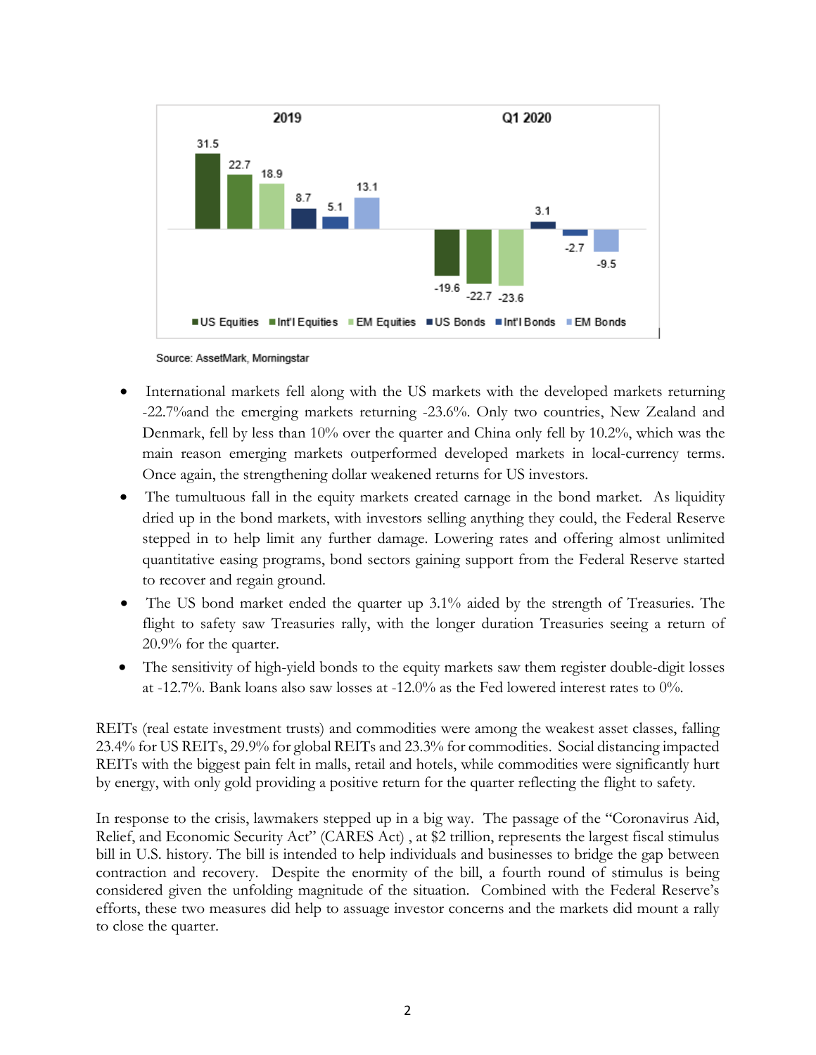| | US Equities | Int'l Equities | EM Equities | US Bonds | Int'l Bonds | EM Bonds |
|---|---|---|---|---|---|---|
| 2019 | 31.5 | 22.7 | 18.9 | 8.7 | 5.1 | 13.1 |
| Q1 2020 | -19.6 | -22.7 | -23.6 | 3.1 | -2.7 | -9.5 |

Source: AssetMark, Morningstar

- International markets fell along with the US markets with the developed markets returning -22.7%and the emerging markets returning -23.6%. Only two countries, New Zealand and Denmark, fell by less than 10% over the quarter and China only fell by 10.2%, which was the main reason emerging markets outperformed developed markets in local-currency terms. Once again, the strengthening dollar weakened returns for US investors.
- The tumultuous fall in the equity markets created carnage in the bond market. As liquidity dried up in the bond markets, with investors selling anything they could, the Federal Reserve stepped in to help limit any further damage. Lowering rates and offering almost unlimited quantitative easing programs, bond sectors gaining support from the Federal Reserve started to recover and regain ground.
- The US bond market ended the quarter up 3.1% aided by the strength of Treasuries. The flight to safety saw Treasuries rally, with the longer duration Treasuries seeing a return of 20.9% for the quarter.
- The sensitivity of high-yield bonds to the equity markets saw them register double-digit losses at -12.7%. Bank loans also saw losses at -12.0% as the Fed lowered interest rates to 0%.

REITs (real estate investment trusts) and commodities were among the weakest asset classes, falling 23.4% for US REITs, 29.9% for global REITs and 23.3% for commodities. Social distancing impacted REITs with the biggest pain felt in malls, retail and hotels, while commodities were significantly hurt by energy, with only gold providing a positive return for the quarter reflecting the flight to safety.

In response to the crisis, lawmakers stepped up in a big way. The passage of the "Coronavirus Aid, Relief, and Economic Security Act" (CARES Act) , at $2 trillion, represents the largest fiscal stimulus bill in U.S. history. The bill is intended to help individuals and businesses to bridge the gap between contraction and recovery. Despite the enormity of the bill, a fourth round of stimulus is being considered given the unfolding magnitude of the situation. Combined with the Federal Reserve's efforts, these two measures did help to assuage investor concerns and the markets did mount a rally to close the quarter.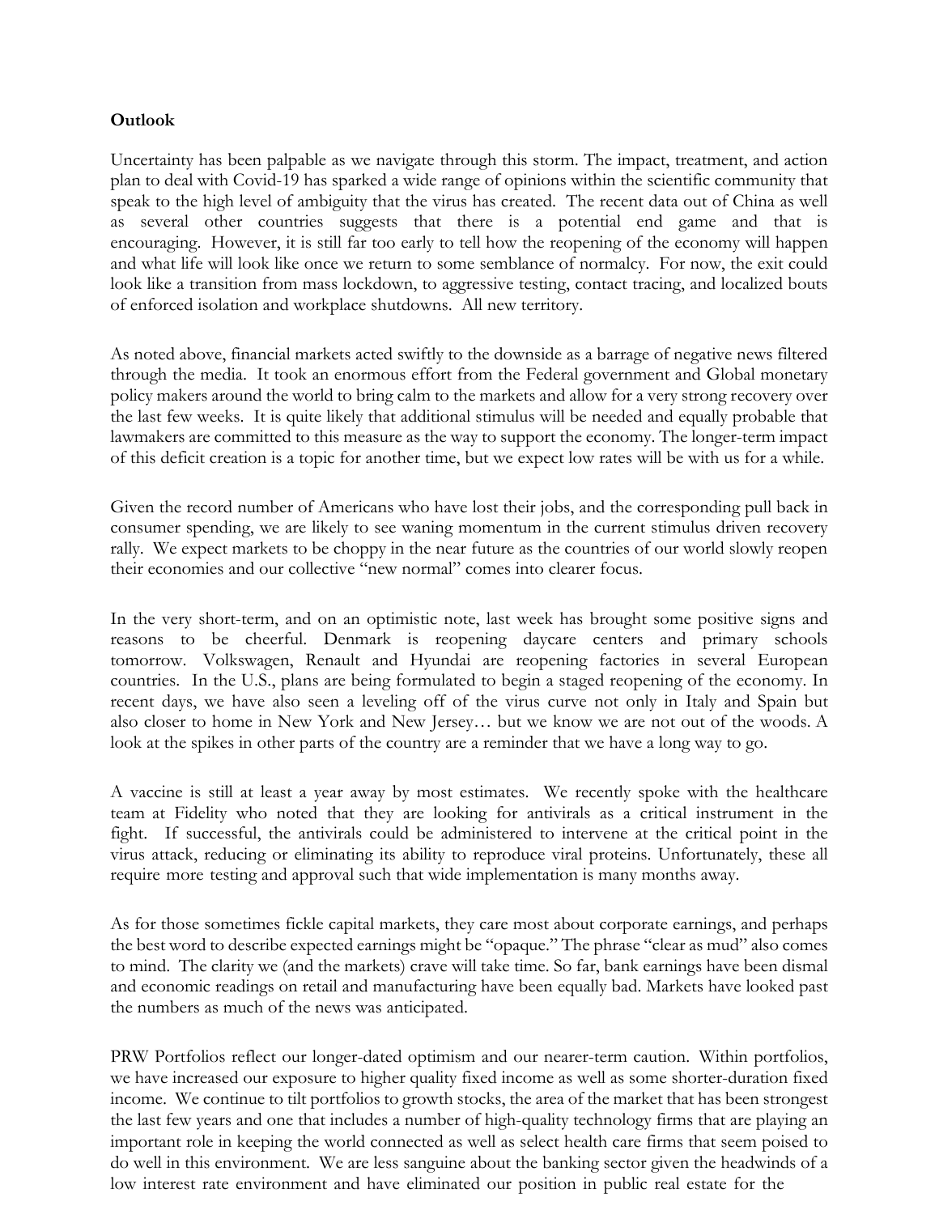**Outlook**

Uncertainty has been palpable as we navigate through this storm. The impact, treatment, and action plan to deal with Covid-19 has sparked a wide range of opinions within the scientific community that speak to the high level of ambiguity that the virus has created. The recent data out of China as well as several other countries suggests that there is a potential end game and that is encouraging. However, it is still far too early to tell how the reopening of the economy will happen and what life will look like once we return to some semblance of normalcy. For now, the exit could look like a transition from mass lockdown, to aggressive testing, contact tracing, and localized bouts of enforced isolation and workplace shutdowns. All new territory.

As noted above, financial markets acted swiftly to the downside as a barrage of negative news filtered through the media. It took an enormous effort from the Federal government and Global monetary policy makers around the world to bring calm to the markets and allow for a very strong recovery over the last few weeks. It is quite likely that additional stimulus will be needed and equally probable that lawmakers are committed to this measure as the way to support the economy. The longer-term impact of this deficit creation is a topic for another time, but we expect low rates will be with us for a while.

Given the record number of Americans who have lost their jobs, and the corresponding pull back in consumer spending, we are likely to see waning momentum in the current stimulus driven recovery rally. We expect markets to be choppy in the near future as the countries of our world slowly reopen their economies and our collective "new normal" comes into clearer focus.

In the very short-term, and on an optimistic note, last week has brought some positive signs and reasons to be cheerful. Denmark is reopening daycare centers and primary schools tomorrow. Volkswagen, Renault and Hyundai are reopening factories in several European countries. In the U.S., plans are being formulated to begin a staged reopening of the economy. In recent days, we have also seen a leveling off of the virus curve not only in Italy and Spain but also closer to home in New York and New Jersey… but we know we are not out of the woods. A look at the spikes in other parts of the country are a reminder that we have a long way to go.

A vaccine is still at least a year away by most estimates. We recently spoke with the healthcare team at Fidelity who noted that they are looking for antivirals as a critical instrument in the fight. If successful, the antivirals could be administered to intervene at the critical point in the virus attack, reducing or eliminating its ability to reproduce viral proteins. Unfortunately, these all require more testing and approval such that wide implementation is many months away.

As for those sometimes fickle capital markets, they care most about corporate earnings, and perhaps the best word to describe expected earnings might be "opaque." The phrase "clear as mud" also comes to mind. The clarity we (and the markets) crave will take time. So far, bank earnings have been dismal and economic readings on retail and manufacturing have been equally bad. Markets have looked past the numbers as much of the news was anticipated.

PRW Portfolios reflect our longer-dated optimism and our nearer-term caution. Within portfolios, we have increased our exposure to higher quality fixed income as well as some shorter-duration fixed income. We continue to tilt portfolios to growth stocks, the area of the market that has been strongest the last few years and one that includes a number of high-quality technology firms that are playing an important role in keeping the world connected as well as select health care firms that seem poised to do well in this environment. We are less sanguine about the banking sector given the headwinds of a low interest rate environment and have eliminated our position in public real estate for the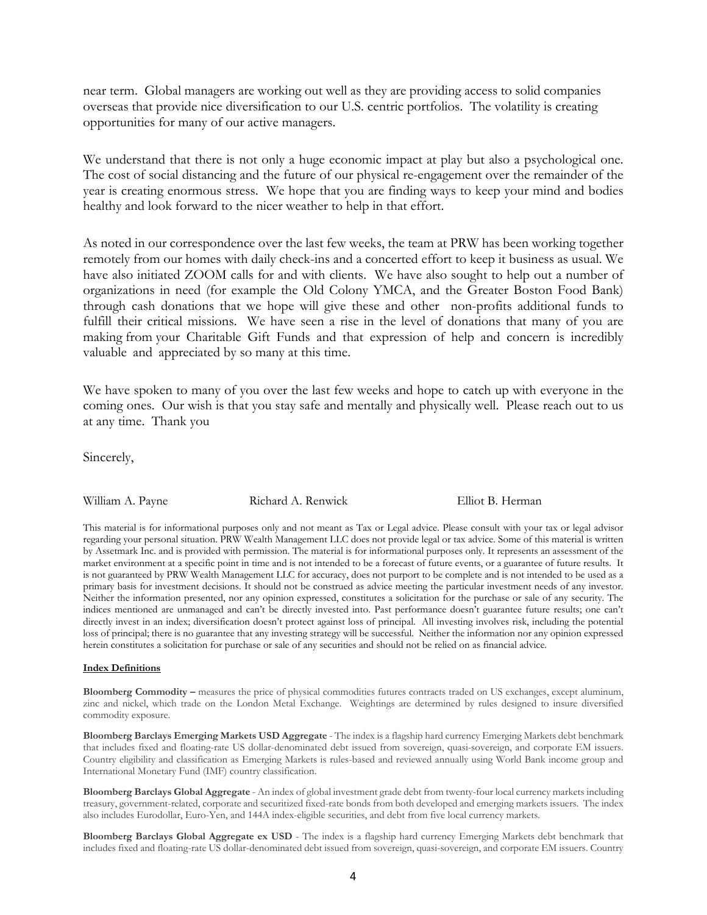near term. Global managers are working out well as they are providing access to solid companies overseas that provide nice diversification to our U.S. centric portfolios. The volatility is creating opportunities for many of our active managers.

We understand that there is not only a huge economic impact at play but also a psychological one. The cost of social distancing and the future of our physical re-engagement over the remainder of the year is creating enormous stress. We hope that you are finding ways to keep your mind and bodies healthy and look forward to the nicer weather to help in that effort.

As noted in our correspondence over the last few weeks, the team at PRW has been working together remotely from our homes with daily check-ins and a concerted effort to keep it business as usual. We have also initiated ZOOM calls for and with clients. We have also sought to help out a number of organizations in need (for example the Old Colony YMCA, and the Greater Boston Food Bank) through cash donations that we hope will give these and other non-profits additional funds to fulfill their critical missions. We have seen a rise in the level of donations that many of you are making from your Charitable Gift Funds and that expression of help and concern is incredibly valuable and appreciated by so many at this time.

We have spoken to many of you over the last few weeks and hope to catch up with everyone in the coming ones. Our wish is that you stay safe and mentally and physically well. Please reach out to us at any time. Thank you

Sincerely,

William A. Payne　　　　Richard A. Renwick　　　　Elliot B. Herman

This material is for informational purposes only and not meant as Tax or Legal advice. Please consult with your tax or legal advisor regarding your personal situation. PRW Wealth Management LLC does not provide legal or tax advice. Some of this material is written by Assetmark Inc. and is provided with permission. The material is for informational purposes only. It represents an assessment of the market environment at a specific point in time and is not intended to be a forecast of future events, or a guarantee of future results. It is not guaranteed by PRW Wealth Management LLC for accuracy, does not purport to be complete and is not intended to be used as a primary basis for investment decisions. It should not be construed as advice meeting the particular investment needs of any investor. Neither the information presented, nor any opinion expressed, constitutes a solicitation for the purchase or sale of any security. The indices mentioned are unmanaged and can't be directly invested into. Past performance doesn't guarantee future results; one can't directly invest in an index; diversification doesn't protect against loss of principal. All investing involves risk, including the potential loss of principal; there is no guarantee that any investing strategy will be successful. Neither the information nor any opinion expressed herein constitutes a solicitation for purchase or sale of any securities and should not be relied on as financial advice.

**Index Definitions**

**Bloomberg Commodity –** measures the price of physical commodities futures contracts traded on US exchanges, except aluminum, zinc and nickel, which trade on the London Metal Exchange. Weightings are determined by rules designed to insure diversified commodity exposure.

**Bloomberg Barclays Emerging Markets USD Aggregate** - The index is a flagship hard currency Emerging Markets debt benchmark that includes fixed and floating-rate US dollar-denominated debt issued from sovereign, quasi-sovereign, and corporate EM issuers. Country eligibility and classification as Emerging Markets is rules-based and reviewed annually using World Bank income group and International Monetary Fund (IMF) country classification.

**Bloomberg Barclays Global Aggregate** - An index of global investment grade debt from twenty-four local currency markets including treasury, government-related, corporate and securitized fixed-rate bonds from both developed and emerging markets issuers. The index also includes Eurodollar, Euro-Yen, and 144A index-eligible securities, and debt from five local currency markets.

**Bloomberg Barclays Global Aggregate ex USD** - The index is a flagship hard currency Emerging Markets debt benchmark that includes fixed and floating-rate US dollar-denominated debt issued from sovereign, quasi-sovereign, and corporate EM issuers. Country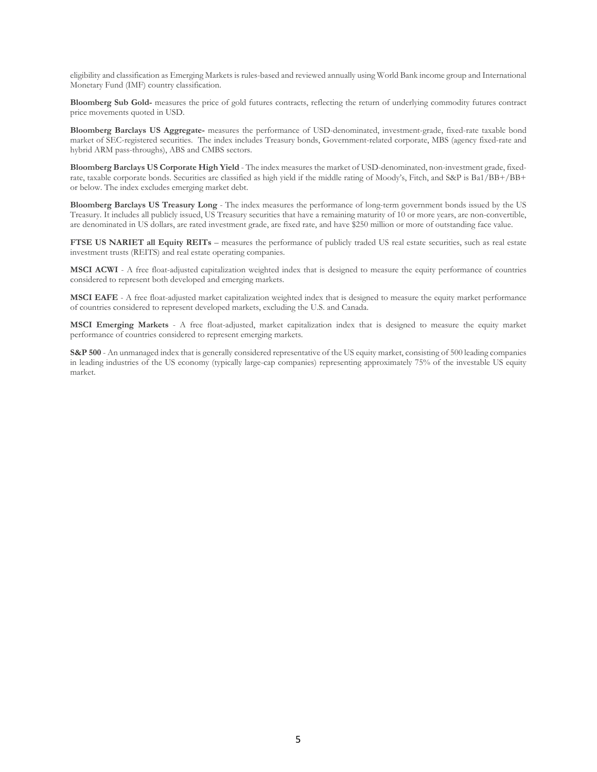eligibility and classification as Emerging Markets is rules-based and reviewed annually using World Bank income group and International Monetary Fund (IMF) country classification.

**Bloomberg Sub Gold-** measures the price of gold futures contracts, reflecting the return of underlying commodity futures contract price movements quoted in USD.

**Bloomberg Barclays US Aggregate-** measures the performance of USD-denominated, investment-grade, fixed-rate taxable bond market of SEC-registered securities. The index includes Treasury bonds, Government-related corporate, MBS (agency fixed-rate and hybrid ARM pass-throughs), ABS and CMBS sectors.

**Bloomberg Barclays US Corporate High Yield** - The index measures the market of USD-denominated, non-investment grade, fixed-rate, taxable corporate bonds. Securities are classified as high yield if the middle rating of Moody's, Fitch, and S&P is Ba1/BB+/BB+ or below. The index excludes emerging market debt.

**Bloomberg Barclays US Treasury Long** - The index measures the performance of long-term government bonds issued by the US Treasury. It includes all publicly issued, US Treasury securities that have a remaining maturity of 10 or more years, are non-convertible, are denominated in US dollars, are rated investment grade, are fixed rate, and have $250 million or more of outstanding face value.

**FTSE US NARIET all Equity REITs** – measures the performance of publicly traded US real estate securities, such as real estate investment trusts (REITS) and real estate operating companies.

**MSCI ACWI** - A free float-adjusted capitalization weighted index that is designed to measure the equity performance of countries considered to represent both developed and emerging markets.

**MSCI EAFE** - A free float-adjusted market capitalization weighted index that is designed to measure the equity market performance of countries considered to represent developed markets, excluding the U.S. and Canada.

**MSCI Emerging Markets** - A free float-adjusted, market capitalization index that is designed to measure the equity market performance of countries considered to represent emerging markets.

**S&P 500** - An unmanaged index that is generally considered representative of the US equity market, consisting of 500 leading companies in leading industries of the US economy (typically large-cap companies) representing approximately 75% of the investable US equity market.